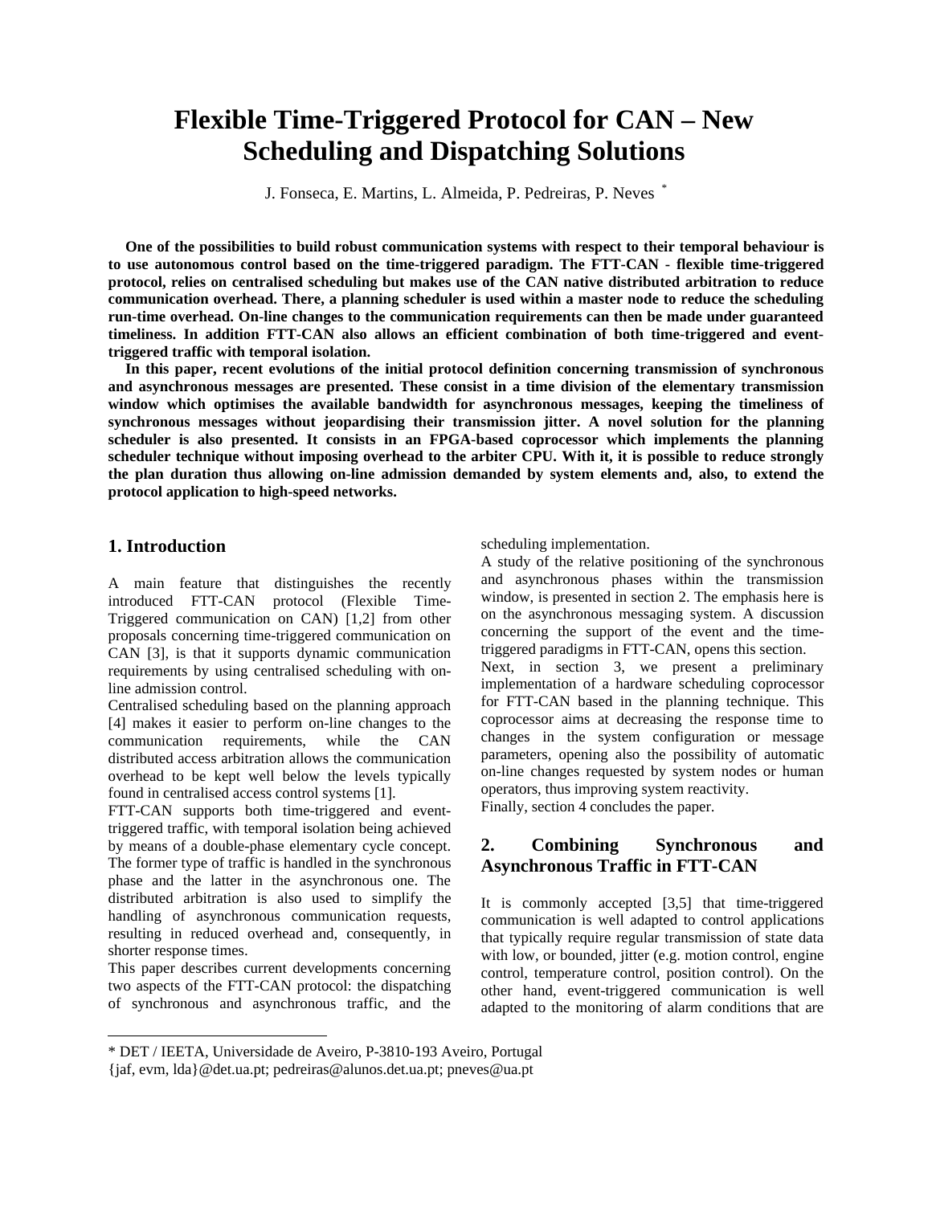# Flexible Time-Triggered Protocol for CAN – New Scheduling and Dispatching Solutions

J. Fonseca, E. Martins, L. Almeida, P. Pedreiras, P. Neves *

**One of the possibilities to build robust communication systems with respect to their temporal behaviour is to use autonomous control based on the time-triggered paradigm. The FTT-CAN - flexible time-triggered protocol, relies on centralised scheduling but makes use of the CAN native distributed arbitration to reduce communication overhead. There, a planning scheduler is used within a master node to reduce the scheduling run-time overhead. On-line changes to the communication requirements can then be made under guaranteed timeliness. In addition FTT-CAN also allows an efficient combination of both time-triggered and event-triggered traffic with temporal isolation.**

**In this paper, recent evolutions of the initial protocol definition concerning transmission of synchronous and asynchronous messages are presented. These consist in a time division of the elementary transmission window which optimises the available bandwidth for asynchronous messages, keeping the timeliness of synchronous messages without jeopardising their transmission jitter. A novel solution for the planning scheduler is also presented. It consists in an FPGA-based coprocessor which implements the planning scheduler technique without imposing overhead to the arbiter CPU. With it, it is possible to reduce strongly the plan duration thus allowing on-line admission demanded by system elements and, also, to extend the protocol application to high-speed networks.**

## 1. Introduction

A main feature that distinguishes the recently introduced FTT-CAN protocol (Flexible Time-Triggered communication on CAN) [1,2] from other proposals concerning time-triggered communication on CAN [3], is that it supports dynamic communication requirements by using centralised scheduling with on-line admission control.

Centralised scheduling based on the planning approach [4] makes it easier to perform on-line changes to the communication requirements, while the CAN distributed access arbitration allows the communication overhead to be kept well below the levels typically found in centralised access control systems [1].

FTT-CAN supports both time-triggered and event-triggered traffic, with temporal isolation being achieved by means of a double-phase elementary cycle concept. The former type of traffic is handled in the synchronous phase and the latter in the asynchronous one. The distributed arbitration is also used to simplify the handling of asynchronous communication requests, resulting in reduced overhead and, consequently, in shorter response times.

This paper describes current developments concerning two aspects of the FTT-CAN protocol: the dispatching of synchronous and asynchronous traffic, and the scheduling implementation.

A study of the relative positioning of the synchronous and asynchronous phases within the transmission window, is presented in section 2. The emphasis here is on the asynchronous messaging system. A discussion concerning the support of the event and the time-triggered paradigms in FTT-CAN, opens this section.

Next, in section 3, we present a preliminary implementation of a hardware scheduling coprocessor for FTT-CAN based in the planning technique. This coprocessor aims at decreasing the response time to changes in the system configuration or message parameters, opening also the possibility of automatic on-line changes requested by system nodes or human operators, thus improving system reactivity.

Finally, section 4 concludes the paper.

## 2. Combining Synchronous and Asynchronous Traffic in FTT-CAN

It is commonly accepted [3,5] that time-triggered communication is well adapted to control applications that typically require regular transmission of state data with low, or bounded, jitter (e.g. motion control, engine control, temperature control, position control). On the other hand, event-triggered communication is well adapted to the monitoring of alarm conditions that are

* DET / IEETA, Universidade de Aveiro, P-3810-193 Aveiro, Portugal
{jaf, evm, lda}@det.ua.pt; pedreiras@alunos.det.ua.pt; pneves@ua.pt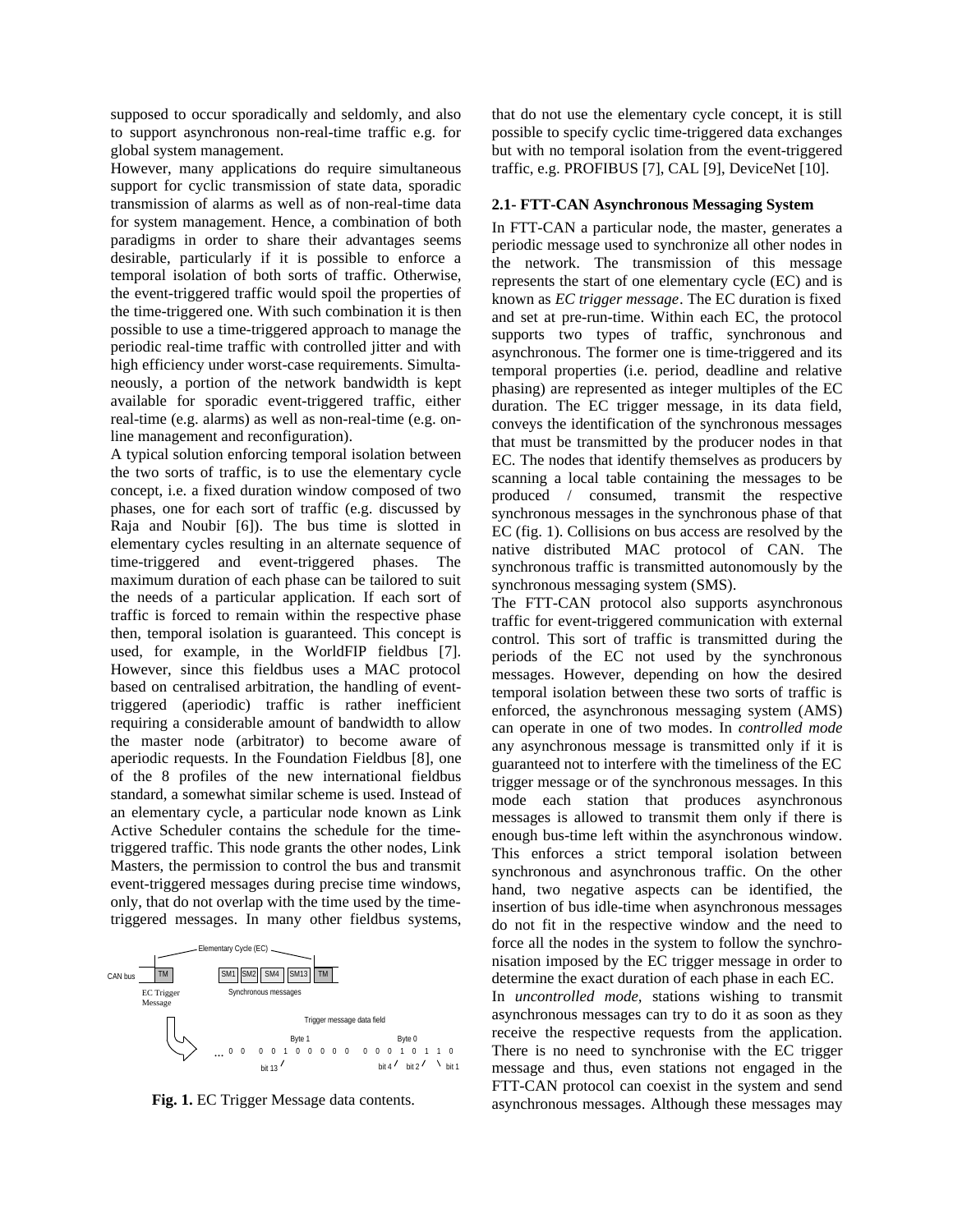supposed to occur sporadically and seldomly, and also to support asynchronous non-real-time traffic e.g. for global system management.

However, many applications do require simultaneous support for cyclic transmission of state data, sporadic transmission of alarms as well as of non-real-time data for system management. Hence, a combination of both paradigms in order to share their advantages seems desirable, particularly if it is possible to enforce a temporal isolation of both sorts of traffic. Otherwise, the event-triggered traffic would spoil the properties of the time-triggered one. With such combination it is then possible to use a time-triggered approach to manage the periodic real-time traffic with controlled jitter and with high efficiency under worst-case requirements. Simultaneously, a portion of the network bandwidth is kept available for sporadic event-triggered traffic, either real-time (e.g. alarms) as well as non-real-time (e.g. on-line management and reconfiguration).

A typical solution enforcing temporal isolation between the two sorts of traffic, is to use the elementary cycle concept, i.e. a fixed duration window composed of two phases, one for each sort of traffic (e.g. discussed by Raja and Noubir [6]). The bus time is slotted in elementary cycles resulting in an alternate sequence of time-triggered and event-triggered phases. The maximum duration of each phase can be tailored to suit the needs of a particular application. If each sort of traffic is forced to remain within the respective phase then, temporal isolation is guaranteed. This concept is used, for example, in the WorldFIP fieldbus [7]. However, since this fieldbus uses a MAC protocol based on centralised arbitration, the handling of event-triggered (aperiodic) traffic is rather inefficient requiring a considerable amount of bandwidth to allow the master node (arbitrator) to become aware of aperiodic requests. In the Foundation Fieldbus [8], one of the 8 profiles of the new international fieldbus standard, a somewhat similar scheme is used. Instead of an elementary cycle, a particular node known as Link Active Scheduler contains the schedule for the time-triggered traffic. This node grants the other nodes, Link Masters, the permission to control the bus and transmit event-triggered messages during precise time windows, only, that do not overlap with the time used by the time-triggered messages. In many other fieldbus systems,

Elementary Cycle (EC)

CAN bus TM SM1 SM2 SM4 SM13 TM

EC Trigger Message

Synchronous messages

Trigger message data field

Byte 1 Byte 0

... 0 0 0 0 1 0 0 0 0 0 0 0 0 1 0 1 1 0

bit 13 bit 4 bit 2 bit 1

**Fig. 1.** EC Trigger Message data contents.

that do not use the elementary cycle concept, it is still possible to specify cyclic time-triggered data exchanges but with no temporal isolation from the event-triggered traffic, e.g. PROFIBUS [7], CAL [9], DeviceNet [10].

### 2.1- FTT-CAN Asynchronous Messaging System

In FTT-CAN a particular node, the master, generates a periodic message used to synchronize all other nodes in the network. The transmission of this message represents the start of one elementary cycle (EC) and is known as *EC trigger message*. The EC duration is fixed and set at pre-run-time. Within each EC, the protocol supports two types of traffic, synchronous and asynchronous. The former one is time-triggered and its temporal properties (i.e. period, deadline and relative phasing) are represented as integer multiples of the EC duration. The EC trigger message, in its data field, conveys the identification of the synchronous messages that must be transmitted by the producer nodes in that EC. The nodes that identify themselves as producers by scanning a local table containing the messages to be produced / consumed, transmit the respective synchronous messages in the synchronous phase of that EC (fig. 1). Collisions on bus access are resolved by the native distributed MAC protocol of CAN. The synchronous traffic is transmitted autonomously by the synchronous messaging system (SMS).

The FTT-CAN protocol also supports asynchronous traffic for event-triggered communication with external control. This sort of traffic is transmitted during the periods of the EC not used by the synchronous messages. However, depending on how the desired temporal isolation between these two sorts of traffic is enforced, the asynchronous messaging system (AMS) can operate in one of two modes. In *controlled mode* any asynchronous message is transmitted only if it is guaranteed not to interfere with the timeliness of the EC trigger message or of the synchronous messages. In this mode each station that produces asynchronous messages is allowed to transmit them only if there is enough bus-time left within the asynchronous window. This enforces a strict temporal isolation between synchronous and asynchronous traffic. On the other hand, two negative aspects can be identified, the insertion of bus idle-time when asynchronous messages do not fit in the respective window and the need to force all the nodes in the system to follow the synchronisation imposed by the EC trigger message in order to determine the exact duration of each phase in each EC.

In *uncontrolled mode*, stations wishing to transmit asynchronous messages can try to do it as soon as they receive the respective requests from the application. There is no need to synchronise with the EC trigger message and thus, even stations not engaged in the FTT-CAN protocol can coexist in the system and send asynchronous messages. Although these messages may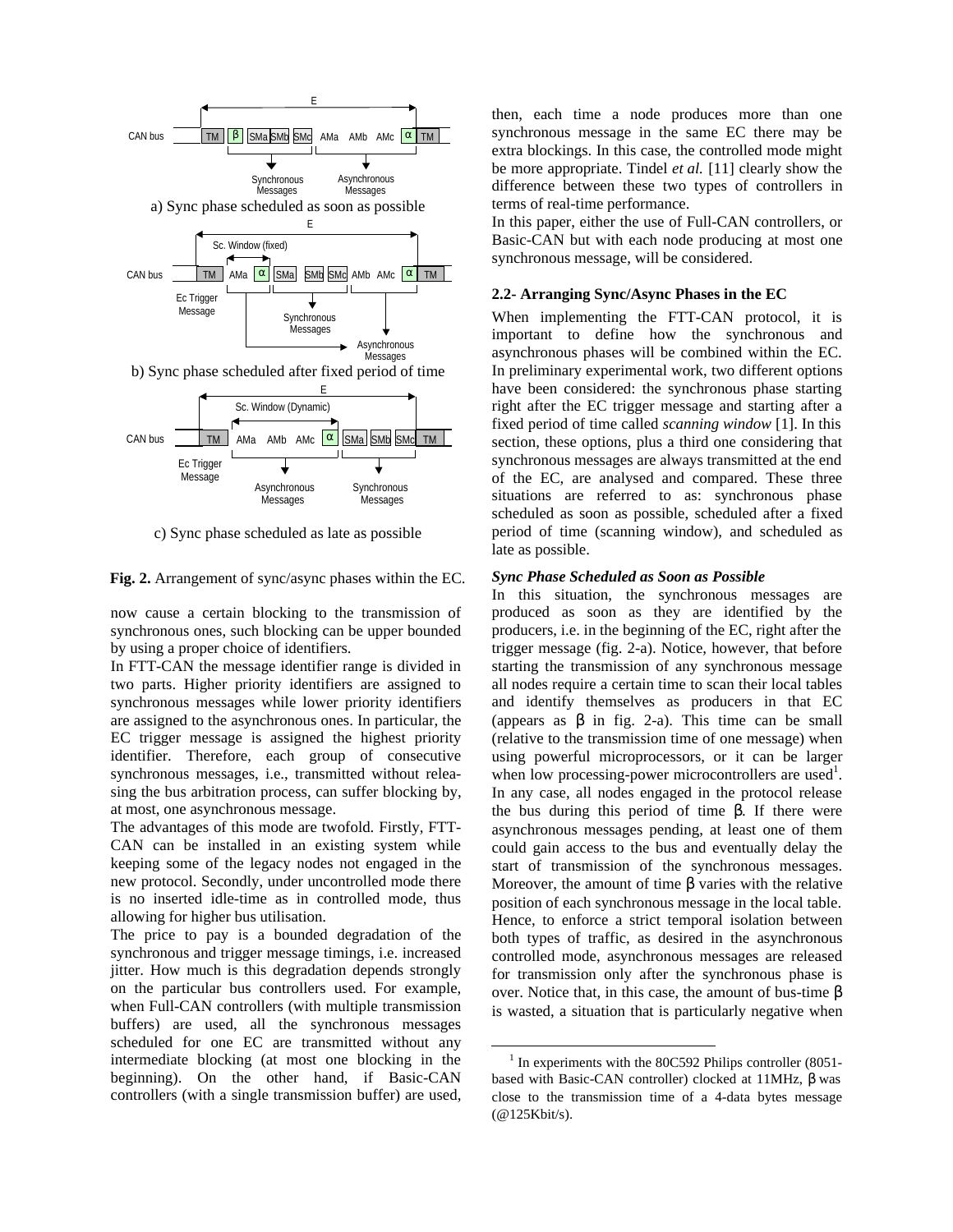a) Sync phase scheduled as soon as possible

b) Sync phase scheduled after fixed period of time

c) Sync phase scheduled as late as possible

**Fig. 2.** Arrangement of sync/async phases within the EC.

now cause a certain blocking to the transmission of synchronous ones, such blocking can be upper bounded by using a proper choice of identifiers.

In FTT-CAN the message identifier range is divided in two parts. Higher priority identifiers are assigned to synchronous messages while lower priority identifiers are assigned to the asynchronous ones. In particular, the EC trigger message is assigned the highest priority identifier. Therefore, each group of consecutive synchronous messages, i.e., transmitted without releasing the bus arbitration process, can suffer blocking by, at most, one asynchronous message.

The advantages of this mode are twofold. Firstly, FTT-CAN can be installed in an existing system while keeping some of the legacy nodes not engaged in the new protocol. Secondly, under uncontrolled mode there is no inserted idle-time as in controlled mode, thus allowing for higher bus utilisation.

The price to pay is a bounded degradation of the synchronous and trigger message timings, i.e. increased jitter. How much is this degradation depends strongly on the particular bus controllers used. For example, when Full-CAN controllers (with multiple transmission buffers) are used, all the synchronous messages scheduled for one EC are transmitted without any intermediate blocking (at most one blocking in the beginning). On the other hand, if Basic-CAN controllers (with a single transmission buffer) are used, then, each time a node produces more than one synchronous message in the same EC there may be extra blockings. In this case, the controlled mode might be more appropriate. Tindel *et al.* [11] clearly show the difference between these two types of controllers in terms of real-time performance.

In this paper, either the use of Full-CAN controllers, or Basic-CAN but with each node producing at most one synchronous message, will be considered.

### 2.2- Arranging Sync/Async Phases in the EC

When implementing the FTT-CAN protocol, it is important to define how the synchronous and asynchronous phases will be combined within the EC. In preliminary experimental work, two different options have been considered: the synchronous phase starting right after the EC trigger message and starting after a fixed period of time called *scanning window* [1]. In this section, these options, plus a third one considering that synchronous messages are always transmitted at the end of the EC, are analysed and compared. These three situations are referred to as: synchronous phase scheduled as soon as possible, scheduled after a fixed period of time (scanning window), and scheduled as late as possible.

#### *Sync Phase Scheduled as Soon as Possible*

In this situation, the synchronous messages are produced as soon as they are identified by the producers, i.e. in the beginning of the EC, right after the trigger message (fig. 2-a). Notice, however, that before starting the transmission of any synchronous message all nodes require a certain time to scan their local tables and identify themselves as producers in that EC (appears as $\beta$ in fig. 2-a). This time can be small (relative to the transmission time of one message) when using powerful microprocessors, or it can be larger when low processing-power microcontrollers are used[1]. In any case, all nodes engaged in the protocol release the bus during this period of time $\beta$. If there were asynchronous messages pending, at least one of them could gain access to the bus and eventually delay the start of transmission of the synchronous messages. Moreover, the amount of time $\beta$ varies with the relative position of each synchronous message in the local table. Hence, to enforce a strict temporal isolation between both types of traffic, as desired in the asynchronous controlled mode, asynchronous messages are released for transmission only after the synchronous phase is over. Notice that, in this case, the amount of bus-time $\beta$ is wasted, a situation that is particularly negative when

[1] In experiments with the 80C592 Philips controller (8051-based with Basic-CAN controller) clocked at 11MHz, $\beta$ was close to the transmission time of a 4-data bytes message (@125Kbit/s).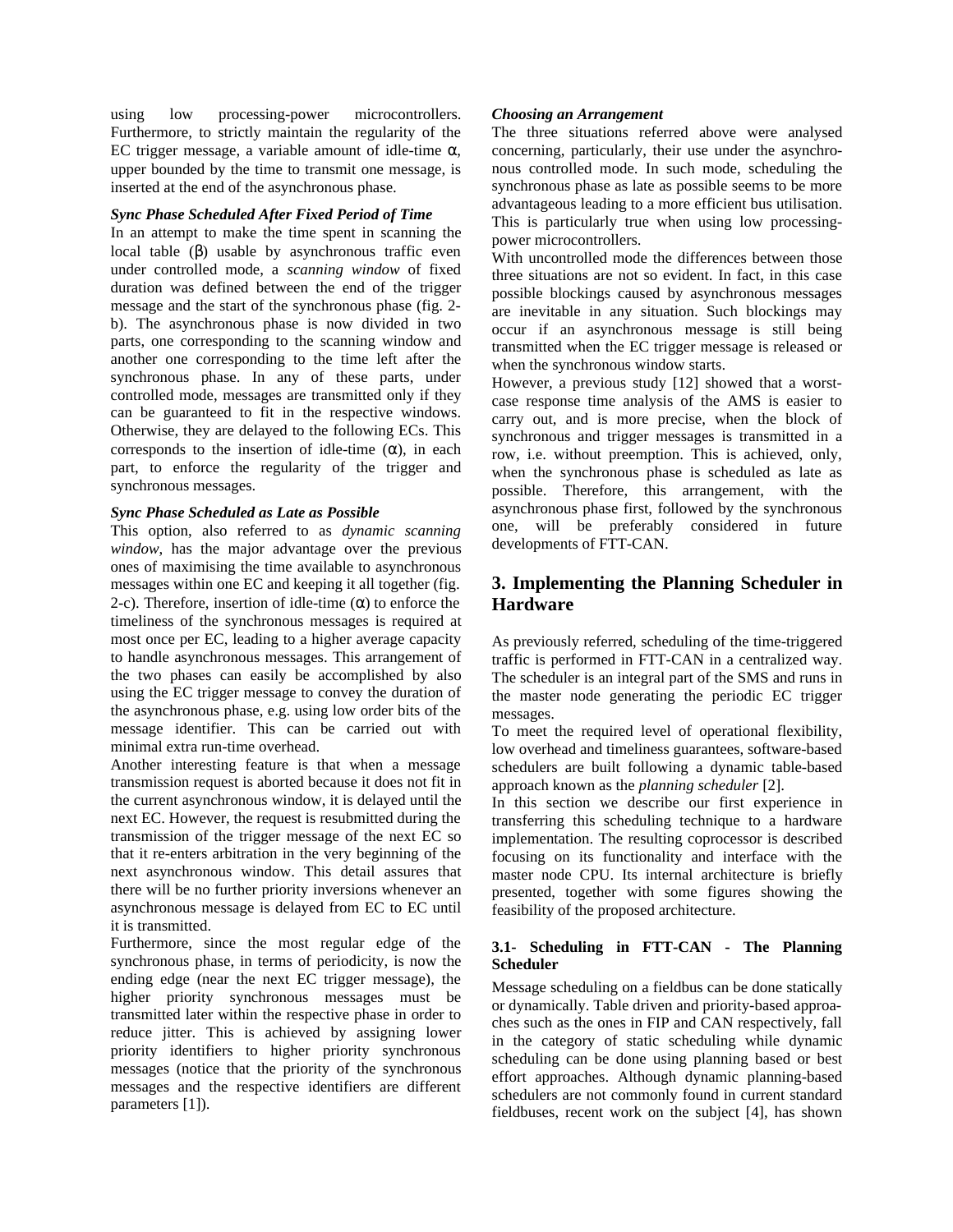using low processing-power microcontrollers. Furthermore, to strictly maintain the regularity of the EC trigger message, a variable amount of idle-time $\alpha$, upper bounded by the time to transmit one message, is inserted at the end of the asynchronous phase.

***Sync Phase Scheduled After Fixed Period of Time***

In an attempt to make the time spent in scanning the local table ($\beta$) usable by asynchronous traffic even under controlled mode, a *scanning window* of fixed duration was defined between the end of the trigger message and the start of the synchronous phase (fig. 2-b). The asynchronous phase is now divided in two parts, one corresponding to the scanning window and another one corresponding to the time left after the synchronous phase. In any of these parts, under controlled mode, messages are transmitted only if they can be guaranteed to fit in the respective windows. Otherwise, they are delayed to the following ECs. This corresponds to the insertion of idle-time ($\alpha$), in each part, to enforce the regularity of the trigger and synchronous messages.

***Sync Phase Scheduled as Late as Possible***

This option, also referred to as *dynamic scanning window*, has the major advantage over the previous ones of maximising the time available to asynchronous messages within one EC and keeping it all together (fig. 2-c). Therefore, insertion of idle-time ($\alpha$) to enforce the timeliness of the synchronous messages is required at most once per EC, leading to a higher average capacity to handle asynchronous messages. This arrangement of the two phases can easily be accomplished by also using the EC trigger message to convey the duration of the asynchronous phase, e.g. using low order bits of the message identifier. This can be carried out with minimal extra run-time overhead.

Another interesting feature is that when a message transmission request is aborted because it does not fit in the current asynchronous window, it is delayed until the next EC. However, the request is resubmitted during the transmission of the trigger message of the next EC so that it re-enters arbitration in the very beginning of the next asynchronous window. This detail assures that there will be no further priority inversions whenever an asynchronous message is delayed from EC to EC until it is transmitted.

Furthermore, since the most regular edge of the synchronous phase, in terms of periodicity, is now the ending edge (near the next EC trigger message), the higher priority synchronous messages must be transmitted later within the respective phase in order to reduce jitter. This is achieved by assigning lower priority identifiers to higher priority synchronous messages (notice that the priority of the synchronous messages and the respective identifiers are different parameters [1]).

***Choosing an Arrangement***

The three situations referred above were analysed concerning, particularly, their use under the asynchronous controlled mode. In such mode, scheduling the synchronous phase as late as possible seems to be more advantageous leading to a more efficient bus utilisation. This is particularly true when using low processing-power microcontrollers.

With uncontrolled mode the differences between those three situations are not so evident. In fact, in this case possible blockings caused by asynchronous messages are inevitable in any situation. Such blockings may occur if an asynchronous message is still being transmitted when the EC trigger message is released or when the synchronous window starts.

However, a previous study [12] showed that a worst-case response time analysis of the AMS is easier to carry out, and is more precise, when the block of synchronous and trigger messages is transmitted in a row, i.e. without preemption. This is achieved, only, when the synchronous phase is scheduled as late as possible. Therefore, this arrangement, with the asynchronous phase first, followed by the synchronous one, will be preferably considered in future developments of FTT-CAN.

## 3. Implementing the Planning Scheduler in Hardware

As previously referred, scheduling of the time-triggered traffic is performed in FTT-CAN in a centralized way. The scheduler is an integral part of the SMS and runs in the master node generating the periodic EC trigger messages.

To meet the required level of operational flexibility, low overhead and timeliness guarantees, software-based schedulers are built following a dynamic table-based approach known as the *planning scheduler* [2].

In this section we describe our first experience in transferring this scheduling technique to a hardware implementation. The resulting coprocessor is described focusing on its functionality and interface with the master node CPU. Its internal architecture is briefly presented, together with some figures showing the feasibility of the proposed architecture.

### 3.1- Scheduling in FTT-CAN - The Planning Scheduler

Message scheduling on a fieldbus can be done statically or dynamically. Table driven and priority-based approaches such as the ones in FIP and CAN respectively, fall in the category of static scheduling while dynamic scheduling can be done using planning based or best effort approaches. Although dynamic planning-based schedulers are not commonly found in current standard fieldbuses, recent work on the subject [4], has shown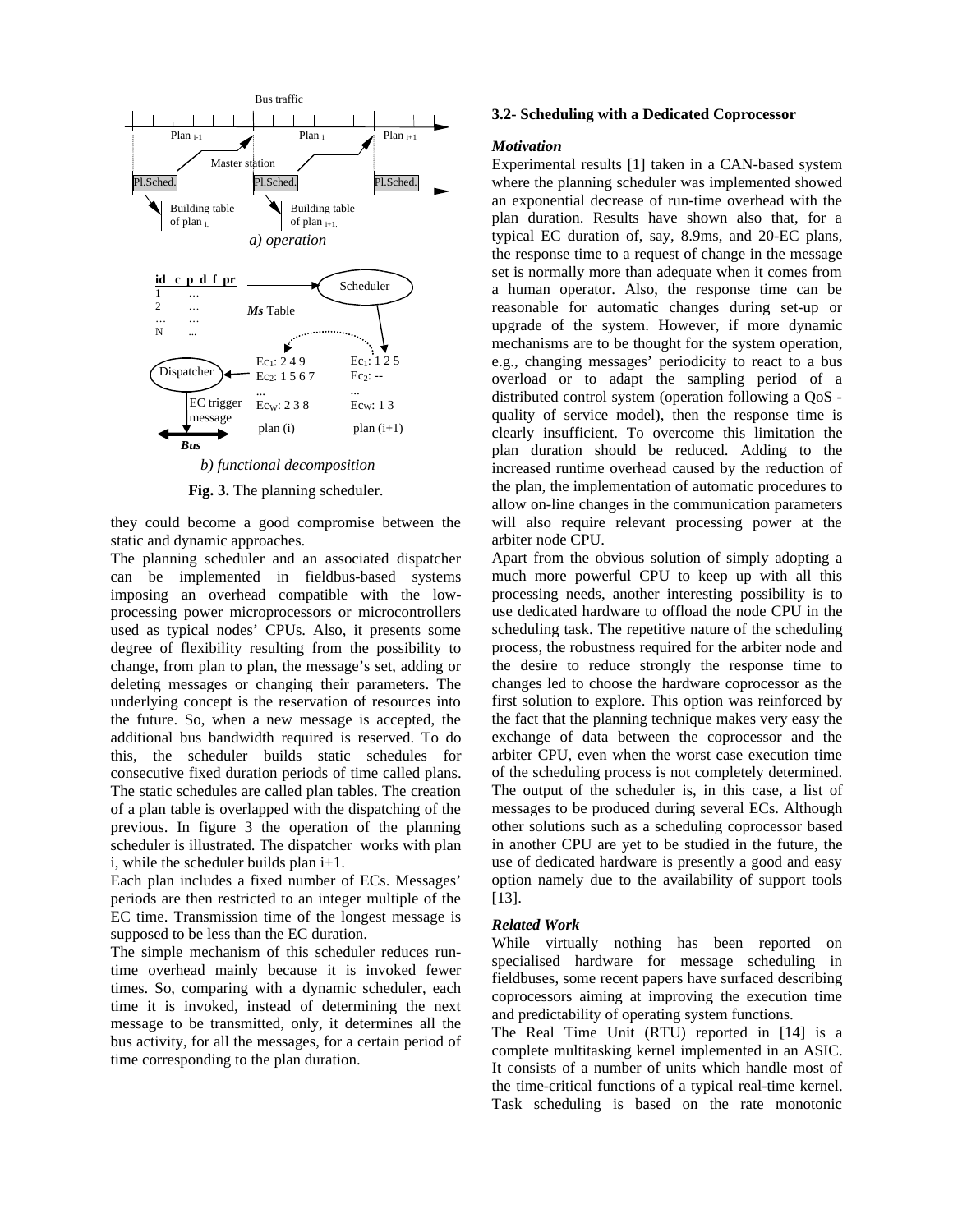Fig. 3. The planning scheduler.

they could become a good compromise between the static and dynamic approaches.

The planning scheduler and an associated dispatcher can be implemented in fieldbus-based systems imposing an overhead compatible with the low-processing power microprocessors or microcontrollers used as typical nodes' CPUs. Also, it presents some degree of flexibility resulting from the possibility to change, from plan to plan, the message's set, adding or deleting messages or changing their parameters. The underlying concept is the reservation of resources into the future. So, when a new message is accepted, the additional bus bandwidth required is reserved. To do this, the scheduler builds static schedules for consecutive fixed duration periods of time called plans. The static schedules are called plan tables. The creation of a plan table is overlapped with the dispatching of the previous. In figure 3 the operation of the planning scheduler is illustrated. The dispatcher works with plan i, while the scheduler builds plan i+1.

Each plan includes a fixed number of ECs. Messages' periods are then restricted to an integer multiple of the EC time. Transmission time of the longest message is supposed to be less than the EC duration.

The simple mechanism of this scheduler reduces run-time overhead mainly because it is invoked fewer times. So, comparing with a dynamic scheduler, each time it is invoked, instead of determining the next message to be transmitted, only, it determines all the bus activity, for all the messages, for a certain period of time corresponding to the plan duration.

### 3.2- Scheduling with a Dedicated Coprocessor

#### *Motivation*

Experimental results [1] taken in a CAN-based system where the planning scheduler was implemented showed an exponential decrease of run-time overhead with the plan duration. Results have shown also that, for a typical EC duration of, say, 8.9ms, and 20-EC plans, the response time to a request of change in the message set is normally more than adequate when it comes from a human operator. Also, the response time can be reasonable for automatic changes during set-up or upgrade of the system. However, if more dynamic mechanisms are to be thought for the system operation, e.g., changing messages' periodicity to react to a bus overload or to adapt the sampling period of a distributed control system (operation following a QoS - quality of service model), then the response time is clearly insufficient. To overcome this limitation the plan duration should be reduced. Adding to the increased runtime overhead caused by the reduction of the plan, the implementation of automatic procedures to allow on-line changes in the communication parameters will also require relevant processing power at the arbiter node CPU.

Apart from the obvious solution of simply adopting a much more powerful CPU to keep up with all this processing needs, another interesting possibility is to use dedicated hardware to offload the node CPU in the scheduling task. The repetitive nature of the scheduling process, the robustness required for the arbiter node and the desire to reduce strongly the response time to changes led to choose the hardware coprocessor as the first solution to explore. This option was reinforced by the fact that the planning technique makes very easy the exchange of data between the coprocessor and the arbiter CPU, even when the worst case execution time of the scheduling process is not completely determined. The output of the scheduler is, in this case, a list of messages to be produced during several ECs. Although other solutions such as a scheduling coprocessor based in another CPU are yet to be studied in the future, the use of dedicated hardware is presently a good and easy option namely due to the availability of support tools [13].

#### *Related Work*

While virtually nothing has been reported on specialised hardware for message scheduling in fieldbuses, some recent papers have surfaced describing coprocessors aiming at improving the execution time and predictability of operating system functions.

The Real Time Unit (RTU) reported in [14] is a complete multitasking kernel implemented in an ASIC. It consists of a number of units which handle most of the time-critical functions of a typical real-time kernel. Task scheduling is based on the rate monotonic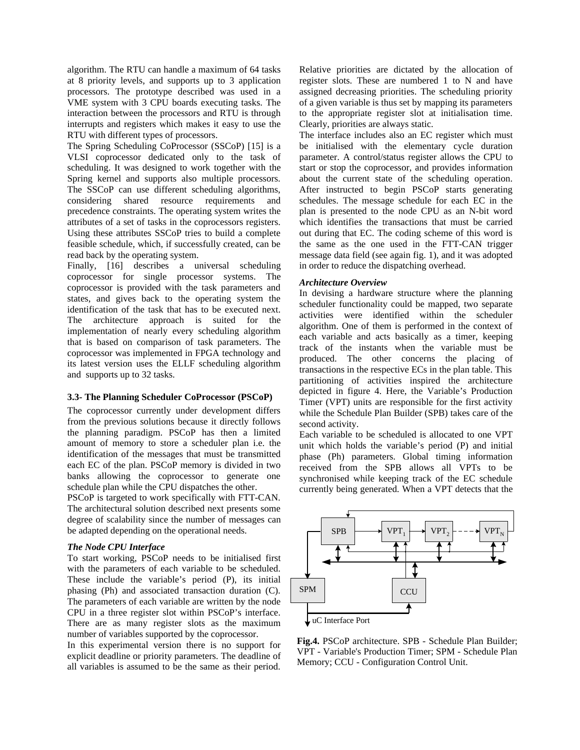algorithm. The RTU can handle a maximum of 64 tasks at 8 priority levels, and supports up to 3 application processors. The prototype described was used in a VME system with 3 CPU boards executing tasks. The interaction between the processors and RTU is through interrupts and registers which makes it easy to use the RTU with different types of processors.

The Spring Scheduling CoProcessor (SSCoP) [15] is a VLSI coprocessor dedicated only to the task of scheduling. It was designed to work together with the Spring kernel and supports also multiple processors. The SSCoP can use different scheduling algorithms, considering shared resource requirements and precedence constraints. The operating system writes the attributes of a set of tasks in the coprocessors registers. Using these attributes SSCoP tries to build a complete feasible schedule, which, if successfully created, can be read back by the operating system.

Finally, [16] describes a universal scheduling coprocessor for single processor systems. The coprocessor is provided with the task parameters and states, and gives back to the operating system the identification of the task that has to be executed next. The architecture approach is suited for the implementation of nearly every scheduling algorithm that is based on comparison of task parameters. The coprocessor was implemented in FPGA technology and its latest version uses the ELLF scheduling algorithm and supports up to 32 tasks.

### 3.3- The Planning Scheduler CoProcessor (PSCoP)

The coprocessor currently under development differs from the previous solutions because it directly follows the planning paradigm. PSCoP has then a limited amount of memory to store a scheduler plan i.e. the identification of the messages that must be transmitted each EC of the plan. PSCoP memory is divided in two banks allowing the coprocessor to generate one schedule plan while the CPU dispatches the other.

PSCoP is targeted to work specifically with FTT-CAN. The architectural solution described next presents some degree of scalability since the number of messages can be adapted depending on the operational needs.

***The Node CPU Interface***

To start working, PSCoP needs to be initialised first with the parameters of each variable to be scheduled. These include the variable's period (P), its initial phasing (Ph) and associated transaction duration (C). The parameters of each variable are written by the node CPU in a three register slot within PSCoP's interface. There are as many register slots as the maximum number of variables supported by the coprocessor.

In this experimental version there is no support for explicit deadline or priority parameters. The deadline of all variables is assumed to be the same as their period. Relative priorities are dictated by the allocation of register slots. These are numbered 1 to N and have assigned decreasing priorities. The scheduling priority of a given variable is thus set by mapping its parameters to the appropriate register slot at initialisation time. Clearly, priorities are always static.

The interface includes also an EC register which must be initialised with the elementary cycle duration parameter. A control/status register allows the CPU to start or stop the coprocessor, and provides information about the current state of the scheduling operation. After instructed to begin PSCoP starts generating schedules. The message schedule for each EC in the plan is presented to the node CPU as an N-bit word which identifies the transactions that must be carried out during that EC. The coding scheme of this word is the same as the one used in the FTT-CAN trigger message data field (see again fig. 1), and it was adopted in order to reduce the dispatching overhead.

***Architecture Overview***

In devising a hardware structure where the planning scheduler functionality could be mapped, two separate activities were identified within the scheduler algorithm. One of them is performed in the context of each variable and acts basically as a timer, keeping track of the instants when the variable must be produced. The other concerns the placing of transactions in the respective ECs in the plan table. This partitioning of activities inspired the architecture depicted in figure 4. Here, the Variable's Production Timer (VPT) units are responsible for the first activity while the Schedule Plan Builder (SPB) takes care of the second activity.

Each variable to be scheduled is allocated to one VPT unit which holds the variable's period (P) and initial phase (Ph) parameters. Global timing information received from the SPB allows all VPTs to be synchronised while keeping track of the EC schedule currently being generated. When a VPT detects that the

**Fig.4.** PSCoP architecture. SPB - Schedule Plan Builder; VPT - Variable's Production Timer; SPM - Schedule Plan Memory; CCU - Configuration Control Unit.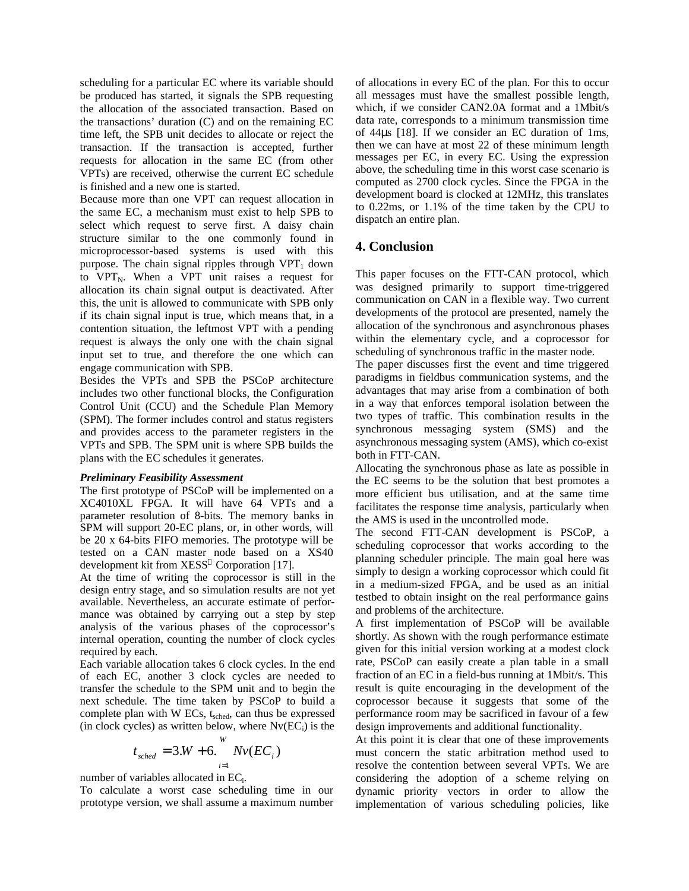scheduling for a particular EC where its variable should be produced has started, it signals the SPB requesting the allocation of the associated transaction. Based on the transactions' duration (C) and on the remaining EC time left, the SPB unit decides to allocate or reject the transaction. If the transaction is accepted, further requests for allocation in the same EC (from other VPTs) are received, otherwise the current EC schedule is finished and a new one is started.

Because more than one VPT can request allocation in the same EC, a mechanism must exist to help SPB to select which request to serve first. A daisy chain structure similar to the one commonly found in microprocessor-based systems is used with this purpose. The chain signal ripples through $VPT_1$ down to $VPT_N$. When a VPT unit raises a request for allocation its chain signal output is deactivated. After this, the unit is allowed to communicate with SPB only if its chain signal input is true, which means that, in a contention situation, the leftmost VPT with a pending request is always the only one with the chain signal input set to true, and therefore the one which can engage communication with SPB.

Besides the VPTs and SPB the PSCoP architecture includes two other functional blocks, the Configuration Control Unit (CCU) and the Schedule Plan Memory (SPM). The former includes control and status registers and provides access to the parameter registers in the VPTs and SPB. The SPM unit is where SPB builds the plans with the EC schedules it generates.

***Preliminary Feasibility Assessment***

The first prototype of PSCoP will be implemented on a XC4010XL FPGA. It will have 64 VPTs and a parameter resolution of 8-bits. The memory banks in SPM will support 20-EC plans, or, in other words, will be 20 x 64-bits FIFO memories. The prototype will be tested on a CAN master node based on a XS40 development kit from XESS® Corporation [17].

At the time of writing the coprocessor is still in the design entry stage, and so simulation results are not yet available. Nevertheless, an accurate estimate of performance was obtained by carrying out a step by step analysis of the various phases of the coprocessor's internal operation, counting the number of clock cycles required by each.

Each variable allocation takes 6 clock cycles. In the end of each EC, another 3 clock cycles are needed to transfer the schedule to the SPM unit and to begin the next schedule. The time taken by PSCoP to build a complete plan with W ECs, $t_{sched}$, can thus be expressed (in clock cycles) as written below, where $Nv(EC_i)$ is the

$$t_{sched} = 3.W + 6.\sum_{i=1}^{W} Nv(EC_i)$$

number of variables allocated in $EC_i$.

To calculate a worst case scheduling time in our prototype version, we shall assume a maximum number of allocations in every EC of the plan. For this to occur all messages must have the smallest possible length, which, if we consider CAN2.0A format and a 1Mbit/s data rate, corresponds to a minimum transmission time of 44µs [18]. If we consider an EC duration of 1ms, then we can have at most 22 of these minimum length messages per EC, in every EC. Using the expression above, the scheduling time in this worst case scenario is computed as 2700 clock cycles. Since the FPGA in the development board is clocked at 12MHz, this translates to 0.22ms, or 1.1% of the time taken by the CPU to dispatch an entire plan.

## 4. Conclusion

This paper focuses on the FTT-CAN protocol, which was designed primarily to support time-triggered communication on CAN in a flexible way. Two current developments of the protocol are presented, namely the allocation of the synchronous and asynchronous phases within the elementary cycle, and a coprocessor for scheduling of synchronous traffic in the master node.

The paper discusses first the event and time triggered paradigms in fieldbus communication systems, and the advantages that may arise from a combination of both in a way that enforces temporal isolation between the two types of traffic. This combination results in the synchronous messaging system (SMS) and the asynchronous messaging system (AMS), which co-exist both in FTT-CAN.

Allocating the synchronous phase as late as possible in the EC seems to be the solution that best promotes a more efficient bus utilisation, and at the same time facilitates the response time analysis, particularly when the AMS is used in the uncontrolled mode.

The second FTT-CAN development is PSCoP, a scheduling coprocessor that works according to the planning scheduler principle. The main goal here was simply to design a working coprocessor which could fit in a medium-sized FPGA, and be used as an initial testbed to obtain insight on the real performance gains and problems of the architecture.

A first implementation of PSCoP will be available shortly. As shown with the rough performance estimate given for this initial version working at a modest clock rate, PSCoP can easily create a plan table in a small fraction of an EC in a field-bus running at 1Mbit/s. This result is quite encouraging in the development of the coprocessor because it suggests that some of the performance room may be sacrificed in favour of a few design improvements and additional functionality.

At this point it is clear that one of these improvements must concern the static arbitration method used to resolve the contention between several VPTs. We are considering the adoption of a scheme relying on dynamic priority vectors in order to allow the implementation of various scheduling policies, like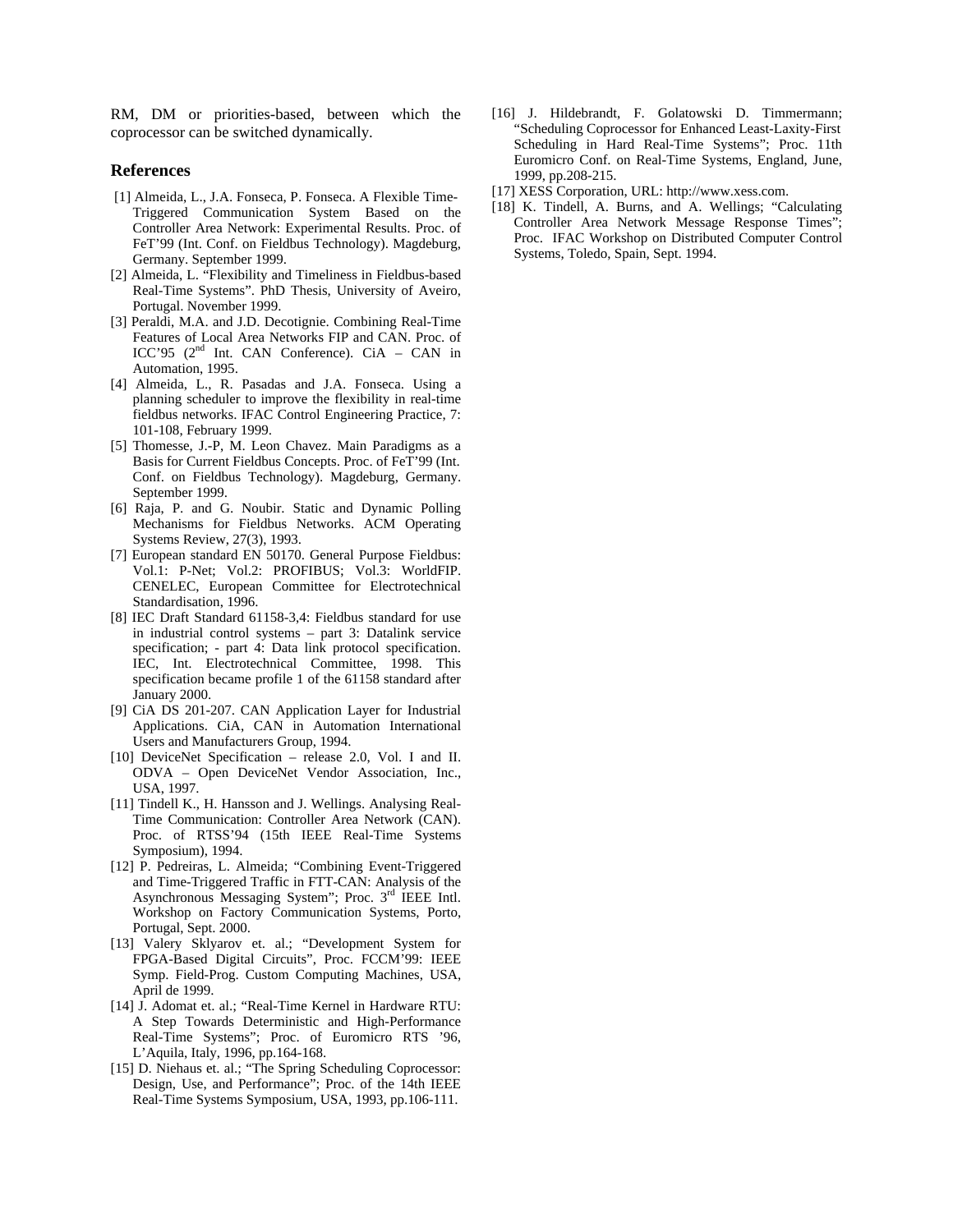RM, DM or priorities-based, between which the coprocessor can be switched dynamically.

## References

[1] Almeida, L., J.A. Fonseca, P. Fonseca. A Flexible Time-Triggered Communication System Based on the Controller Area Network: Experimental Results. Proc. of FeT'99 (Int. Conf. on Fieldbus Technology). Magdeburg, Germany. September 1999.

[2] Almeida, L. "Flexibility and Timeliness in Fieldbus-based Real-Time Systems". PhD Thesis, University of Aveiro, Portugal. November 1999.

[3] Peraldi, M.A. and J.D. Decotignie. Combining Real-Time Features of Local Area Networks FIP and CAN. Proc. of ICC'95 (2nd Int. CAN Conference). CiA – CAN in Automation, 1995.

[4] Almeida, L., R. Pasadas and J.A. Fonseca. Using a planning scheduler to improve the flexibility in real-time fieldbus networks. IFAC Control Engineering Practice, 7: 101-108, February 1999.

[5] Thomesse, J.-P, M. Leon Chavez. Main Paradigms as a Basis for Current Fieldbus Concepts. Proc. of FeT'99 (Int. Conf. on Fieldbus Technology). Magdeburg, Germany. September 1999.

[6] Raja, P. and G. Noubir. Static and Dynamic Polling Mechanisms for Fieldbus Networks. ACM Operating Systems Review, 27(3), 1993.

[7] European standard EN 50170. General Purpose Fieldbus: Vol.1: P-Net; Vol.2: PROFIBUS; Vol.3: WorldFIP. CENELEC, European Committee for Electrotechnical Standardisation, 1996.

[8] IEC Draft Standard 61158-3,4: Fieldbus standard for use in industrial control systems – part 3: Datalink service specification; - part 4: Data link protocol specification. IEC, Int. Electrotechnical Committee, 1998. This specification became profile 1 of the 61158 standard after January 2000.

[9] CiA DS 201-207. CAN Application Layer for Industrial Applications. CiA, CAN in Automation International Users and Manufacturers Group, 1994.

[10] DeviceNet Specification – release 2.0, Vol. I and II. ODVA – Open DeviceNet Vendor Association, Inc., USA, 1997.

[11] Tindell K., H. Hansson and J. Wellings. Analysing Real-Time Communication: Controller Area Network (CAN). Proc. of RTSS'94 (15th IEEE Real-Time Systems Symposium), 1994.

[12] P. Pedreiras, L. Almeida; "Combining Event-Triggered and Time-Triggered Traffic in FTT-CAN: Analysis of the Asynchronous Messaging System"; Proc. 3rd IEEE Intl. Workshop on Factory Communication Systems, Porto, Portugal, Sept. 2000.

[13] Valery Sklyarov et. al.; "Development System for FPGA-Based Digital Circuits", Proc. FCCM'99: IEEE Symp. Field-Prog. Custom Computing Machines, USA, April de 1999.

[14] J. Adomat et. al.; "Real-Time Kernel in Hardware RTU: A Step Towards Deterministic and High-Performance Real-Time Systems"; Proc. of Euromicro RTS '96, L'Aquila, Italy, 1996, pp.164-168.

[15] D. Niehaus et. al.; "The Spring Scheduling Coprocessor: Design, Use, and Performance"; Proc. of the 14th IEEE Real-Time Systems Symposium, USA, 1993, pp.106-111.

[16] J. Hildebrandt, F. Golatowski D. Timmermann; "Scheduling Coprocessor for Enhanced Least-Laxity-First Scheduling in Hard Real-Time Systems"; Proc. 11th Euromicro Conf. on Real-Time Systems, England, June, 1999, pp.208-215.

[17] XESS Corporation, URL: http://www.xess.com.

[18] K. Tindell, A. Burns, and A. Wellings; "Calculating Controller Area Network Message Response Times"; Proc. IFAC Workshop on Distributed Computer Control Systems, Toledo, Spain, Sept. 1994.